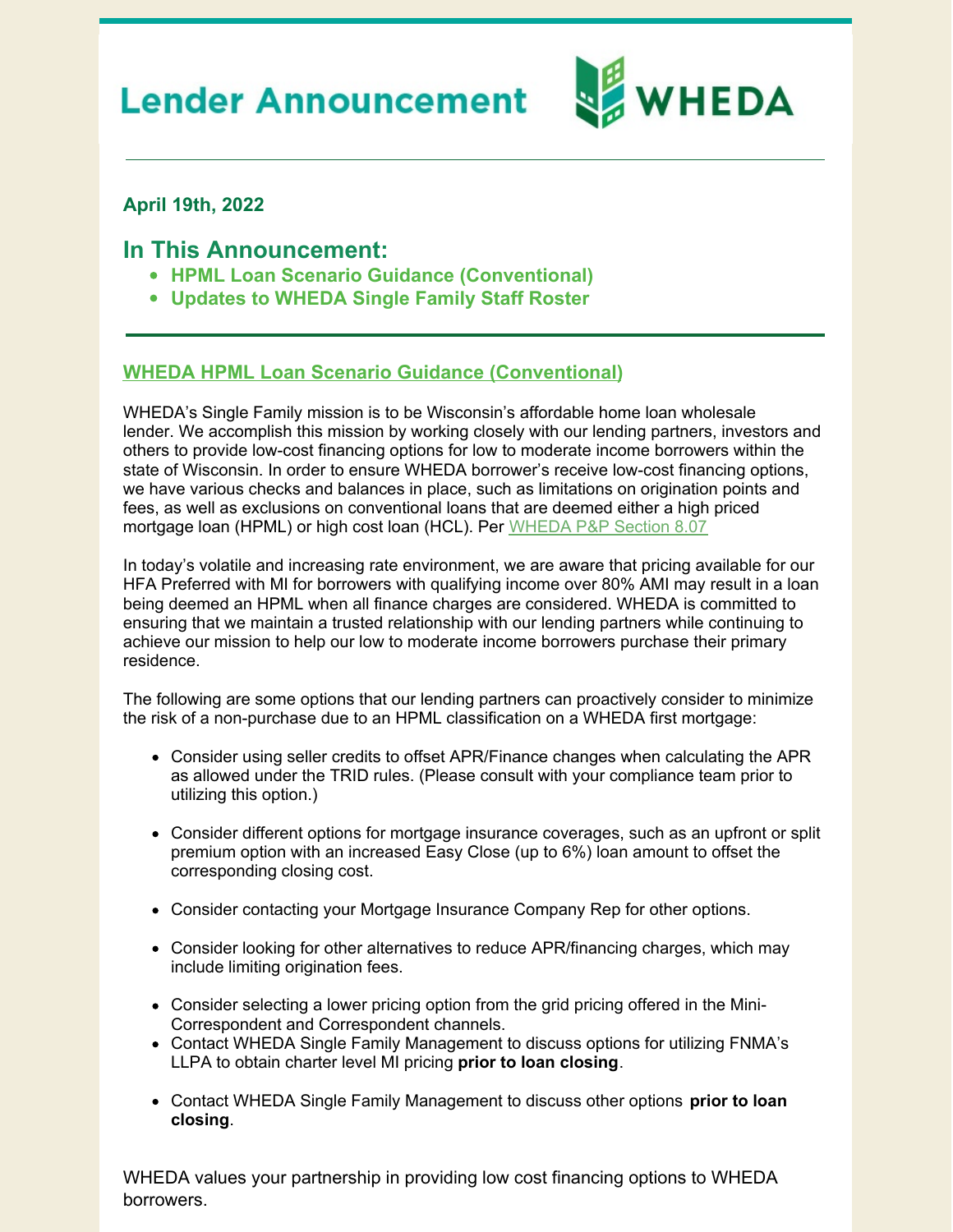# Lender Announcement

WHEDA

**April 19th, 2022**

## In This Announcement:

- **HPML Loan Scenario Guidance (Conventional)**
- **Updates to WHEDA Single Family Staff Roster**

---

### WHEDA HPML Loan Scenario Guidance (Conventional)

WHEDA's Single Family mission is to be Wisconsin's affordable home loan wholesale lender. We accomplish this mission by working closely with our lending partners, investors and others to provide low-cost financing options for low to moderate income borrowers within the state of Wisconsin. In order to ensure WHEDA borrower's receive low-cost financing options, we have various checks and balances in place, such as limitations on origination points and fees, as well as exclusions on conventional loans that are deemed either a high priced mortgage loan (HPML) or high cost loan (HCL). Per WHEDA P&P Section 8.07

In today's volatile and increasing rate environment, we are aware that pricing available for our HFA Preferred with MI for borrowers with qualifying income over 80% AMI may result in a loan being deemed an HPML when all finance charges are considered. WHEDA is committed to ensuring that we maintain a trusted relationship with our lending partners while continuing to achieve our mission to help our low to moderate income borrowers purchase their primary residence.

The following are some options that our lending partners can proactively consider to minimize the risk of a non-purchase due to an HPML classification on a WHEDA first mortgage:

- Consider using seller credits to offset APR/Finance changes when calculating the APR as allowed under the TRID rules. (Please consult with your compliance team prior to utilizing this option.)
- Consider different options for mortgage insurance coverages, such as an upfront or split premium option with an increased Easy Close (up to 6%) loan amount to offset the corresponding closing cost.
- Consider contacting your Mortgage Insurance Company Rep for other options.
- Consider looking for other alternatives to reduce APR/financing charges, which may include limiting origination fees.
- Consider selecting a lower pricing option from the grid pricing offered in the Mini-Correspondent and Correspondent channels.
- Contact WHEDA Single Family Management to discuss options for utilizing FNMA's LLPA to obtain charter level MI pricing **prior to loan closing**.
- Contact WHEDA Single Family Management to discuss other options **prior to loan closing**.

WHEDA values your partnership in providing low cost financing options to WHEDA borrowers.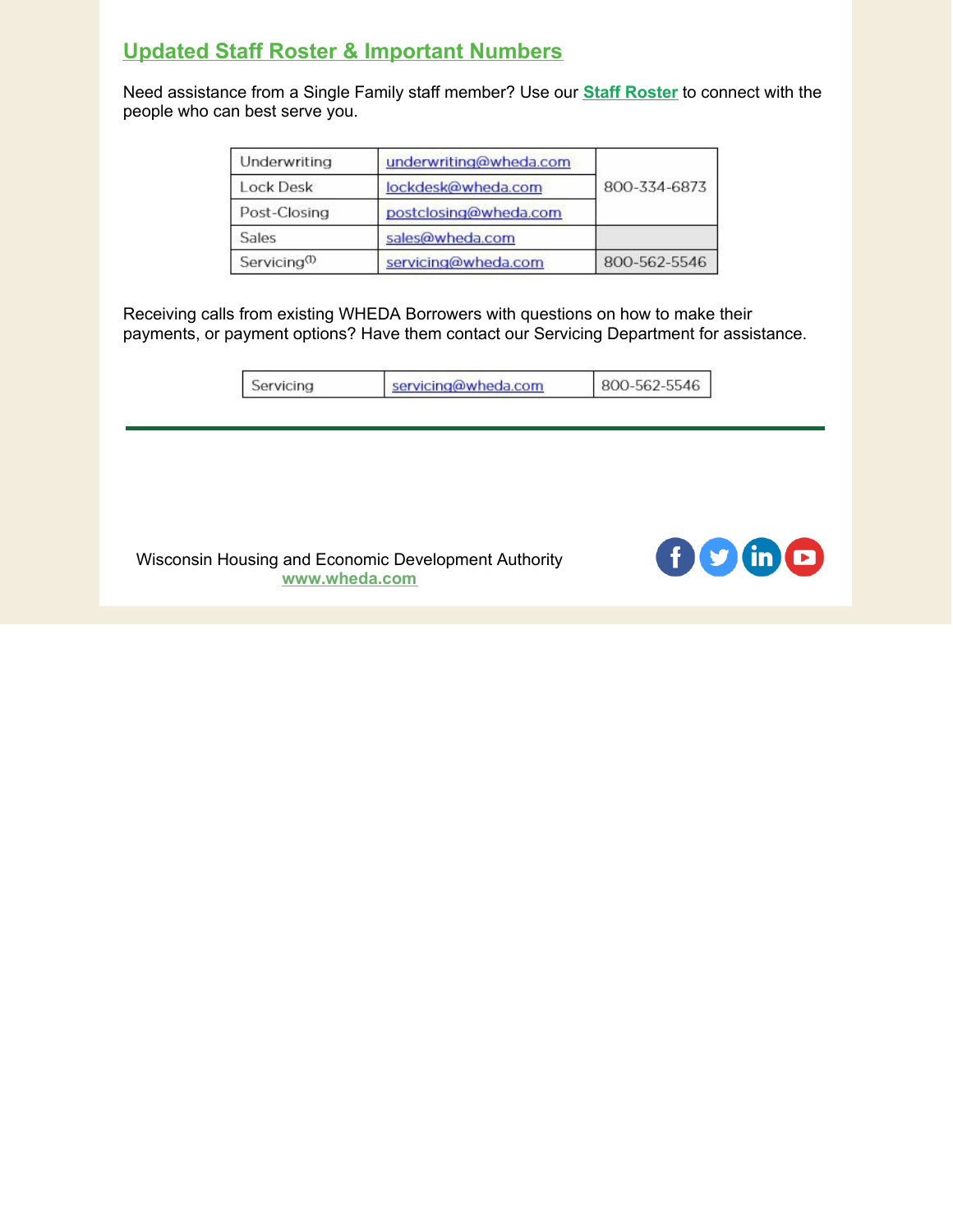## Updated Staff Roster & Important Numbers

Need assistance from a Single Family staff member? Use our **Staff Roster** to connect with the people who can best serve you.

| | | |
|---|---|---|
| Underwriting | underwriting@wheda.com | 800-334-6873 |
| Lock Desk | lockdesk@wheda.com | |
| Post-Closing | postclosing@wheda.com | |
| Sales | sales@wheda.com | |
| Servicing[1] | servicing@wheda.com | 800-562-5546 |

Receiving calls from existing WHEDA Borrowers with questions on how to make their payments, or payment options? Have them contact our Servicing Department for assistance.

| | | |
|---|---|---|
| Servicing | servicing@wheda.com | 800-562-5546 |

---

Wisconsin Housing and Economic Development Authority
www.wheda.com